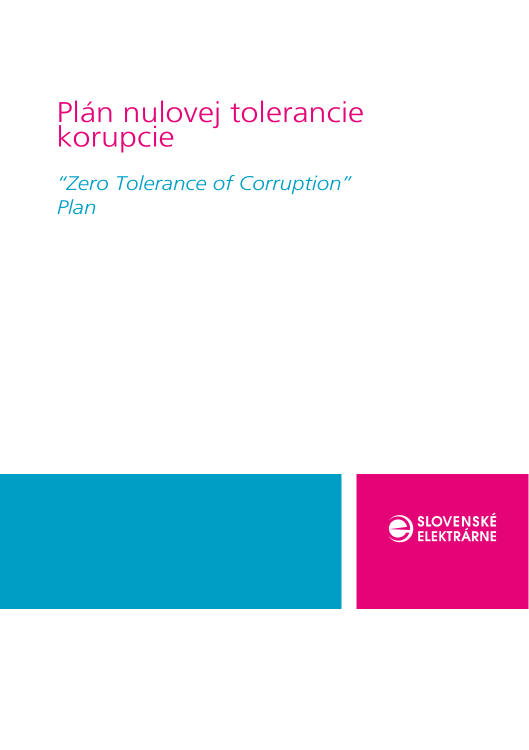# Plán nulovej tolerancie korupcie

*"Zero Tolerance of Corruption" Plan*

SLOVENSKÉ ELEKTRÁRNE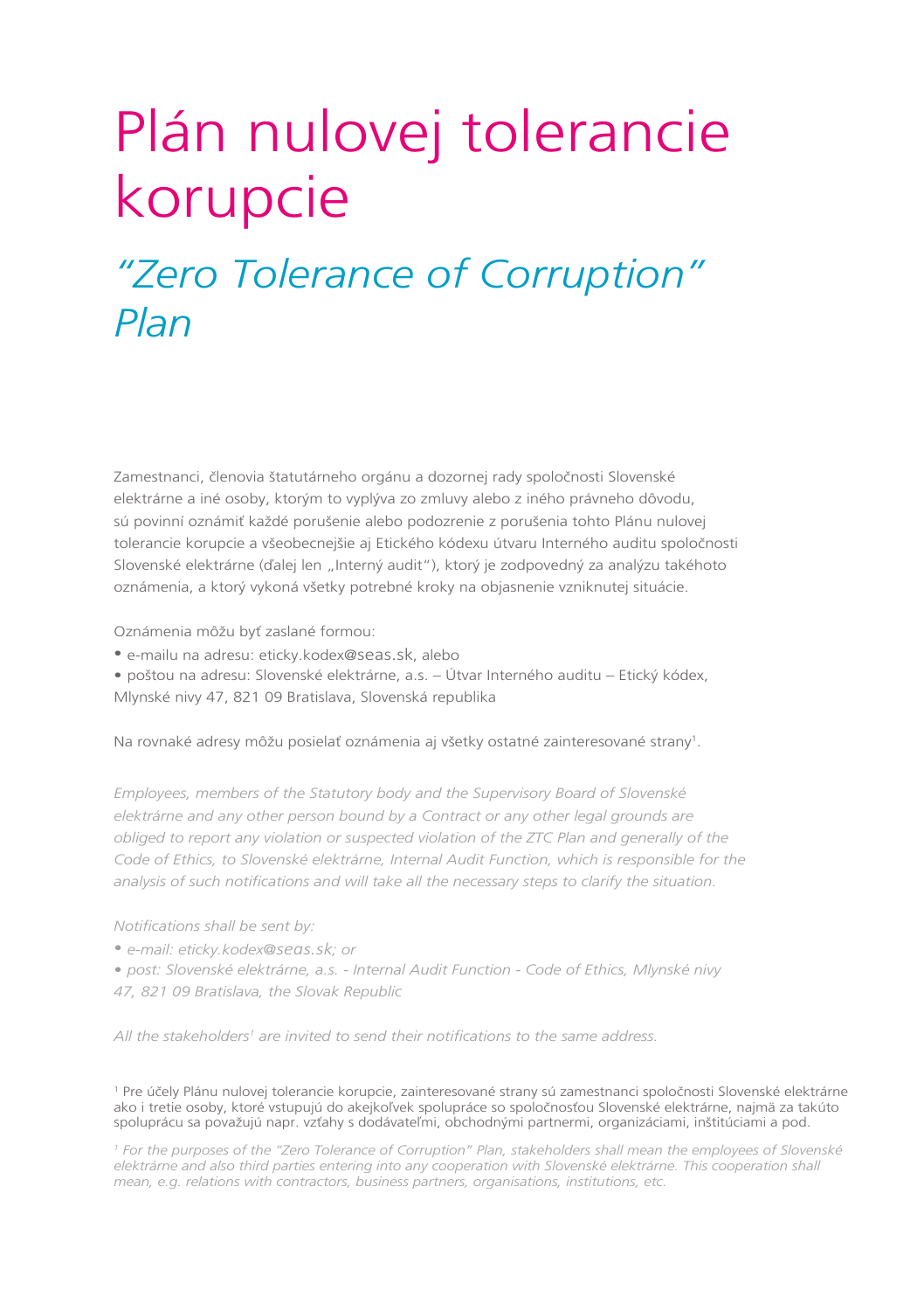# Plán nulovej tolerancie korupcie

## *"Zero Tolerance of Corruption" Plan*

Zamestnanci, členovia štatutárneho orgánu a dozornej rady spoločnosti Slovenské elektrárne a iné osoby, ktorým to vyplýva zo zmluvy alebo z iného právneho dôvodu, sú povinní oznámiť každé porušenie alebo podozrenie z porušenia tohto Plánu nulovej tolerancie korupcie a všeobecnejšie aj Etického kódexu útvaru Interného auditu spoločnosti Slovenské elektrárne (ďalej len „Interný audit"), ktorý je zodpovedný za analýzu takéhoto oznámenia, a ktorý vykoná všetky potrebné kroky na objasnenie vzniknutej situácie.

Oznámenia môžu byť zaslané formou:

- e-mailu na adresu: eticky.kodex@seas.sk, alebo
- poštou na adresu: Slovenské elektrárne, a.s. – Útvar Interného auditu – Etický kódex, Mlynské nivy 47, 821 09 Bratislava, Slovenská republika

Na rovnaké adresy môžu posielať oznámenia aj všetky ostatné zainteresované strany[1].

*Employees, members of the Statutory body and the Supervisory Board of Slovenské elektrárne and any other person bound by a Contract or any other legal grounds are obliged to report any violation or suspected violation of the ZTC Plan and generally of the Code of Ethics, to Slovenské elektrárne, Internal Audit Function, which is responsible for the analysis of such notifications and will take all the necessary steps to clarify the situation.*

*Notifications shall be sent by:*

- *e-mail: eticky.kodex@seas.sk; or*
- *post: Slovenské elektrárne, a.s. - Internal Audit Function - Code of Ethics, Mlynské nivy 47, 821 09 Bratislava, the Slovak Republic*

*All the stakeholders[1] are invited to send their notifications to the same address.*

[1] Pre účely Plánu nulovej tolerancie korupcie, zainteresované strany sú zamestnanci spoločnosti Slovenské elektrárne ako i tretie osoby, ktoré vstupujú do akejkoľvek spolupráce so spoločnosťou Slovenské elektrárne, najmä za takúto spoluprácu sa považujú napr. vzťahy s dodávateľmi, obchodnými partnermi, organizáciami, inštitúciami a pod.

*[1] For the purposes of the "Zero Tolerance of Corruption" Plan, stakeholders shall mean the employees of Slovenské elektrárne and also third parties entering into any cooperation with Slovenské elektrárne. This cooperation shall mean, e.g. relations with contractors, business partners, organisations, institutions, etc.*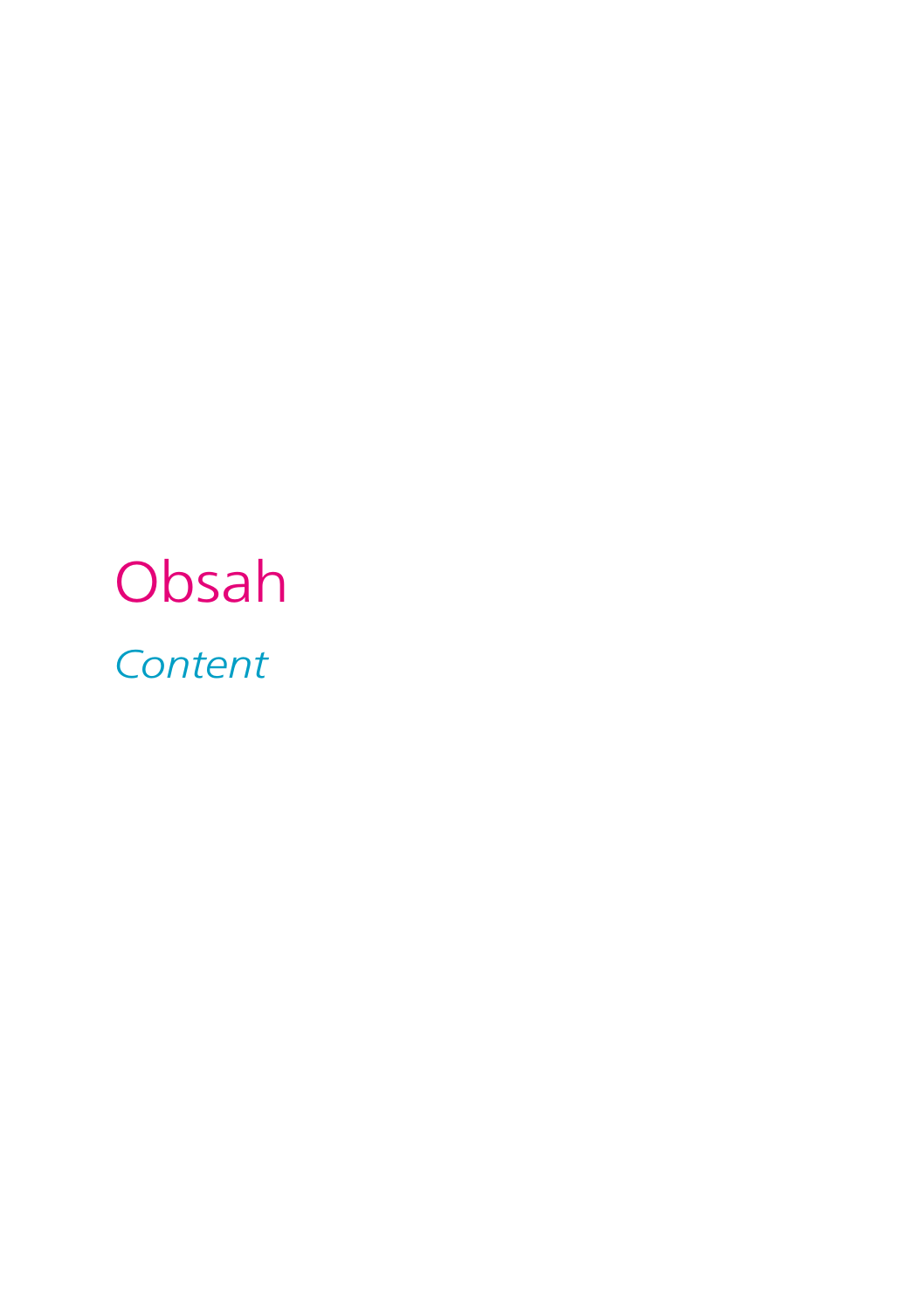# Obsah

*Content*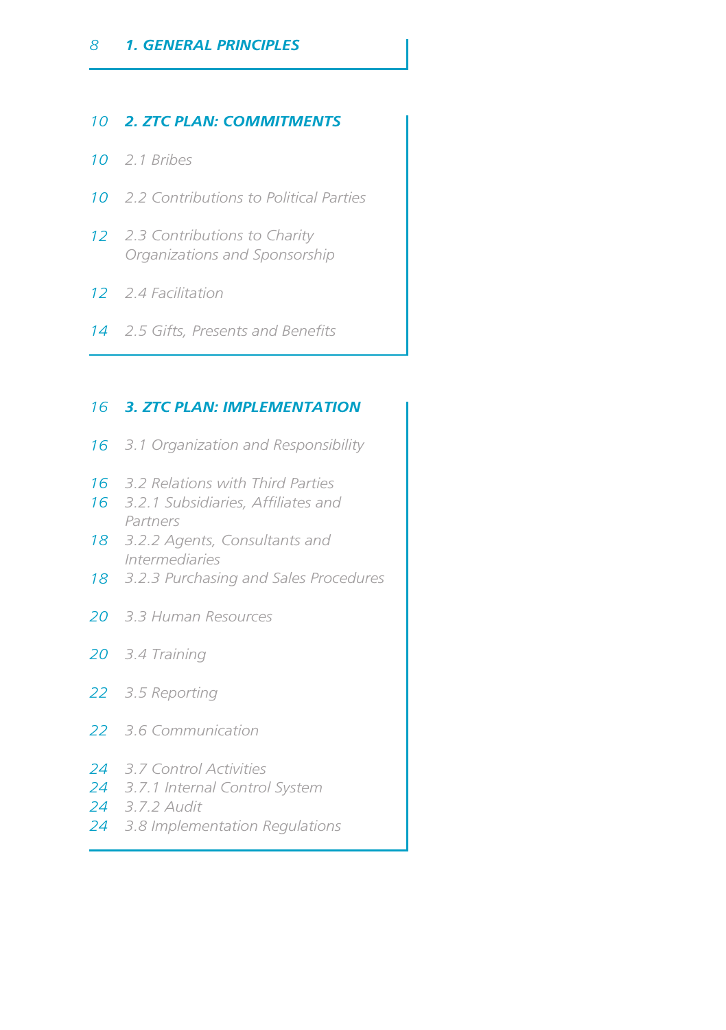8 **1. GENERAL PRINCIPLES**

10 **2. ZTC PLAN: COMMITMENTS**

10 *2.1 Bribes*

10 *2.2 Contributions to Political Parties*

12 *2.3 Contributions to Charity Organizations and Sponsorship*

12 *2.4 Facilitation*

14 *2.5 Gifts, Presents and Benefits*

16 **3. ZTC PLAN: IMPLEMENTATION**

16 *3.1 Organization and Responsibility*

16 *3.2 Relations with Third Parties*
16 *3.2.1 Subsidiaries, Affiliates and Partners*
18 *3.2.2 Agents, Consultants and Intermediaries*
18 *3.2.3 Purchasing and Sales Procedures*

20 *3.3 Human Resources*

20 *3.4 Training*

22 *3.5 Reporting*

22 *3.6 Communication*

24 *3.7 Control Activities*
24 *3.7.1 Internal Control System*
24 *3.7.2 Audit*
24 *3.8 Implementation Regulations*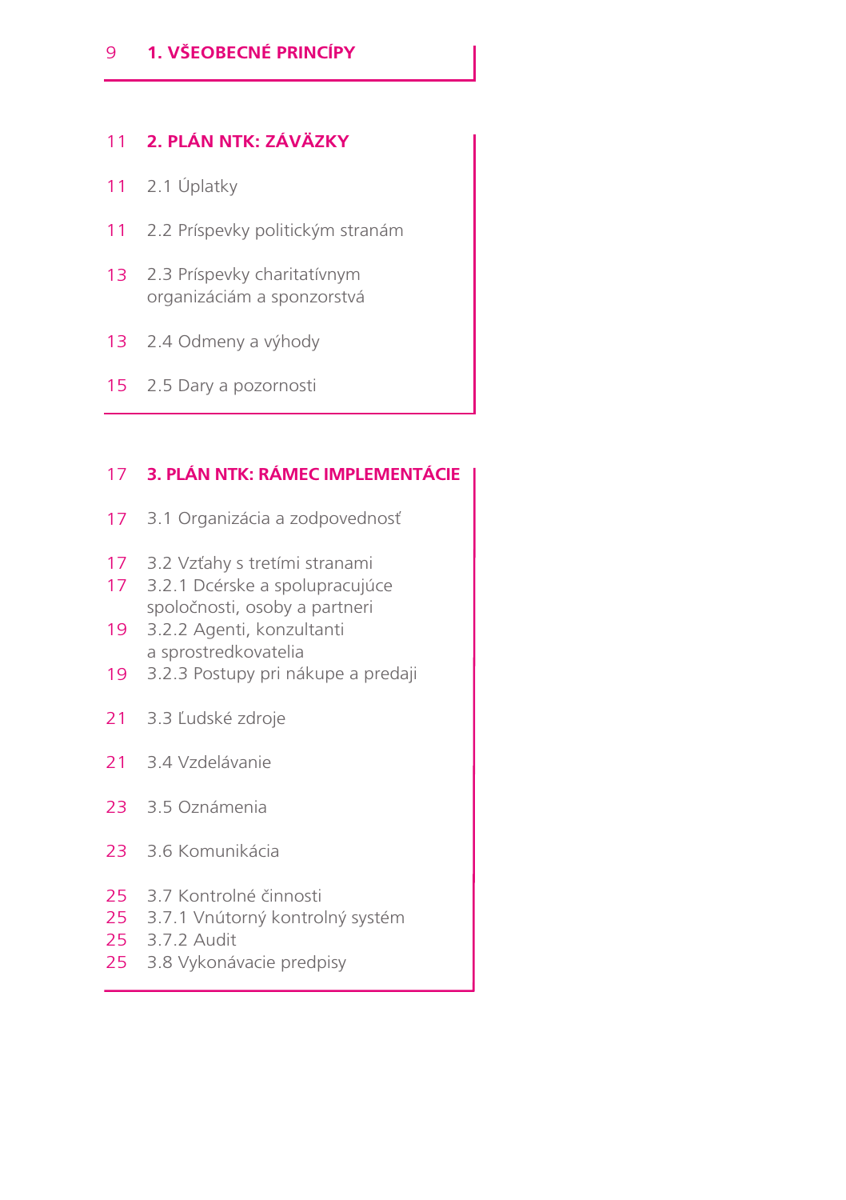9 **1. VŠEOBECNÉ PRINCÍPY**

11 **2. PLÁN NTK: ZÁVÄZKY**

11 2.1 Úplatky

11 2.2 Príspevky politickým stranám

13 2.3 Príspevky charitatívnym organizáciám a sponzorstvá

13 2.4 Odmeny a výhody

15 2.5 Dary a pozornosti

17 **3. PLÁN NTK: RÁMEC IMPLEMENTÁCIE**

17 3.1 Organizácia a zodpovednosť

17 3.2 Vzťahy s tretími stranami
17 3.2.1 Dcérske a spolupracujúce spoločnosti, osoby a partneri
19 3.2.2 Agenti, konzultanti a sprostredkovatelia
19 3.2.3 Postupy pri nákupe a predaji

21 3.3 Ľudské zdroje

21 3.4 Vzdelávanie

23 3.5 Oznámenia

23 3.6 Komunikácia

25 3.7 Kontrolné činnosti
25 3.7.1 Vnútorný kontrolný systém
25 3.7.2 Audit
25 3.8 Vykonávacie predpisy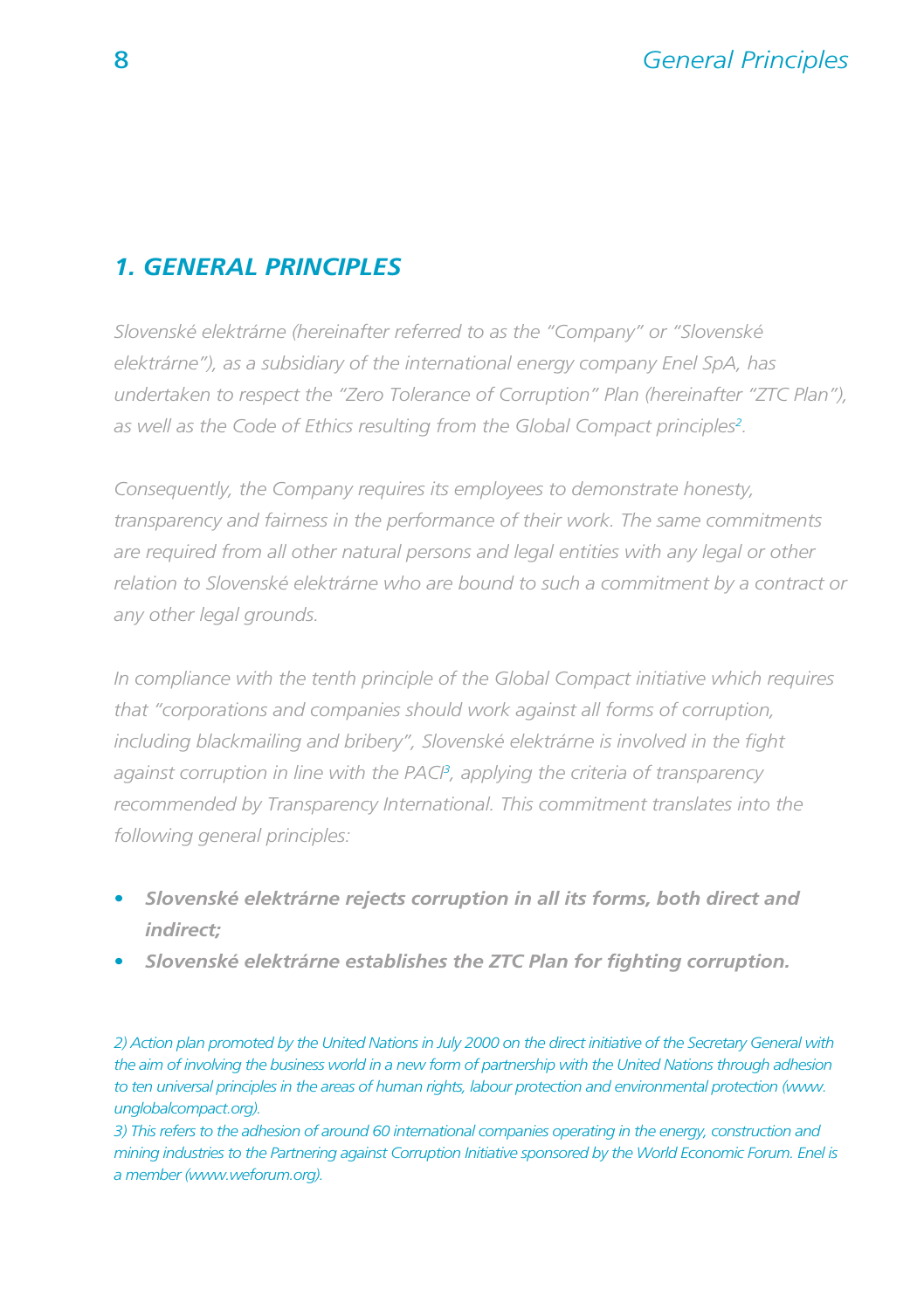# 1. GENERAL PRINCIPLES

*Slovenské elektrárne (hereinafter referred to as the "Company" or "Slovenské elektrárne"), as a subsidiary of the international energy company Enel SpA, has undertaken to respect the "Zero Tolerance of Corruption" Plan (hereinafter "ZTC Plan"), as well as the Code of Ethics resulting from the Global Compact principles[2].*

*Consequently, the Company requires its employees to demonstrate honesty, transparency and fairness in the performance of their work. The same commitments are required from all other natural persons and legal entities with any legal or other relation to Slovenské elektrárne who are bound to such a commitment by a contract or any other legal grounds.*

*In compliance with the tenth principle of the Global Compact initiative which requires that "corporations and companies should work against all forms of corruption, including blackmailing and bribery", Slovenské elektrárne is involved in the fight against corruption in line with the PACI[3], applying the criteria of transparency recommended by Transparency International. This commitment translates into the following general principles:*

- ***Slovenské elektrárne rejects corruption in all its forms, both direct and indirect;***
- ***Slovenské elektrárne establishes the ZTC Plan for fighting corruption.***

*2) Action plan promoted by the United Nations in July 2000 on the direct initiative of the Secretary General with the aim of involving the business world in a new form of partnership with the United Nations through adhesion to ten universal principles in the areas of human rights, labour protection and environmental protection (www.unglobalcompact.org).*

*3) This refers to the adhesion of around 60 international companies operating in the energy, construction and mining industries to the Partnering against Corruption Initiative sponsored by the World Economic Forum. Enel is a member (www.weforum.org).*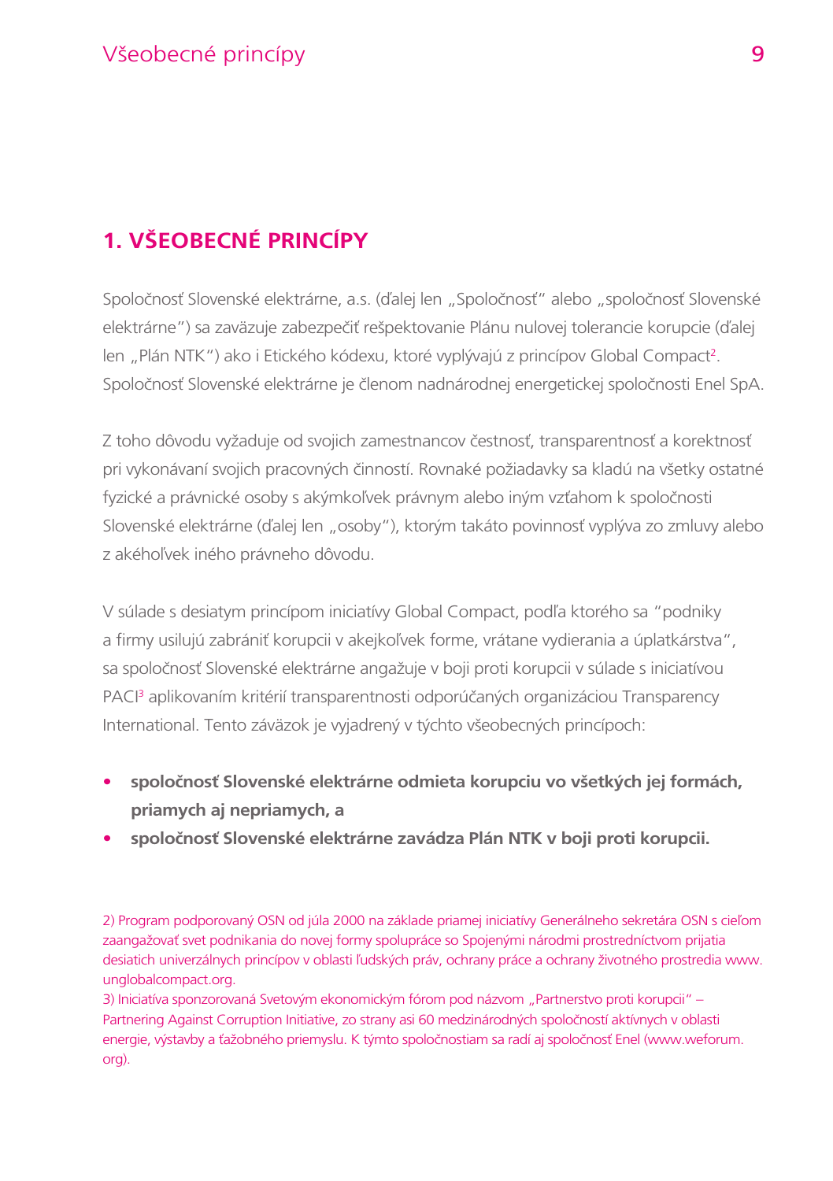# 1. VŠEOBECNÉ PRINCÍPY

Spoločnosť Slovenské elektrárne, a.s. (ďalej len „Spoločnosť" alebo „spoločnosť Slovenské elektrárne") sa zaväzuje zabezpečiť rešpektovanie Plánu nulovej tolerancie korupcie (ďalej len „Plán NTK") ako i Etického kódexu, ktoré vyplývajú z princípov Global Compact[2]. Spoločnosť Slovenské elektrárne je členom nadnárodnej energetickej spoločnosti Enel SpA.

Z toho dôvodu vyžaduje od svojich zamestnancov čestnosť, transparentnosť a korektnosť pri vykonávaní svojich pracovných činností. Rovnaké požiadavky sa kladú na všetky ostatné fyzické a právnické osoby s akýmkoľvek právnym alebo iným vzťahom k spoločnosti Slovenské elektrárne (ďalej len „osoby"), ktorým takáto povinnosť vyplýva zo zmluvy alebo z akéhoľvek iného právneho dôvodu.

V súlade s desiatym princípom iniciatívy Global Compact, podľa ktorého sa "podniky a firmy usilujú zabrániť korupcii v akejkoľvek forme, vrátane vydierania a úplatkárstva", sa spoločnosť Slovenské elektrárne angažuje v boji proti korupcii v súlade s iniciatívou PACI[3] aplikovaním kritérií transparentnosti odporúčaných organizáciou Transparency International. Tento záväzok je vyjadrený v týchto všeobecných princípoch:

- **spoločnosť Slovenské elektrárne odmieta korupciu vo všetkých jej formách, priamych aj nepriamych, a**
- **spoločnosť Slovenské elektrárne zavádza Plán NTK v boji proti korupcii.**

2) Program podporovaný OSN od júla 2000 na základe priamej iniciatívy Generálneho sekretára OSN s cieľom zaangažovať svet podnikania do novej formy spolupráce so Spojenými národmi prostredníctvom prijatia desiatich univerzálnych princípov v oblasti ľudských práv, ochrany práce a ochrany životného prostredia www.unglobalcompact.org.

3) Iniciatíva sponzorovaná Svetovým ekonomickým fórom pod názvom „Partnerstvo proti korupcii" – Partnering Against Corruption Initiative, zo strany asi 60 medzinárodných spoločností aktívnych v oblasti energie, výstavby a ťažobného priemyslu. K týmto spoločnostiam sa radí aj spoločnosť Enel (www.weforum.org).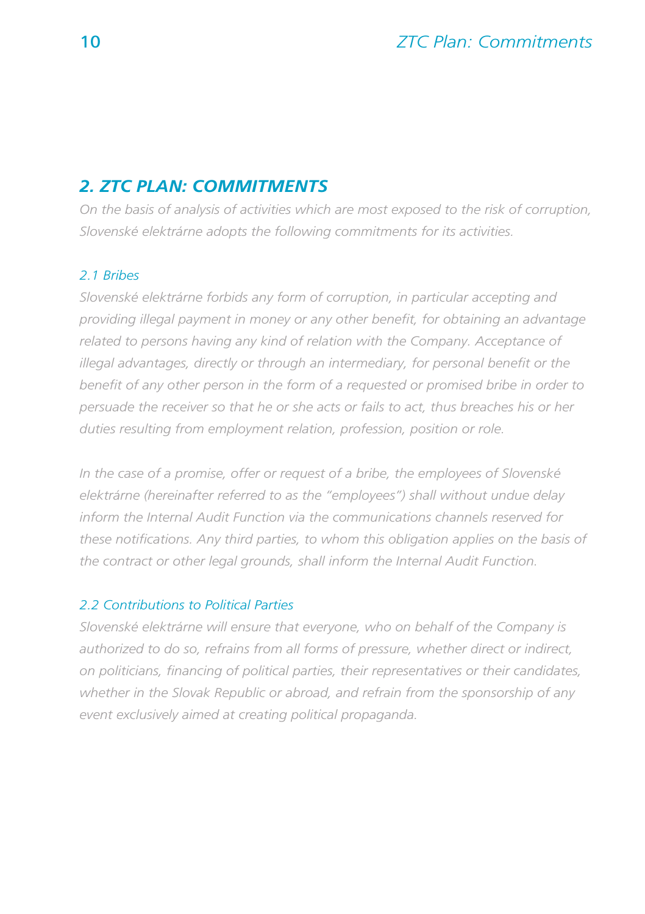## *2. ZTC PLAN: COMMITMENTS*

*On the basis of analysis of activities which are most exposed to the risk of corruption, Slovenské elektrárne adopts the following commitments for its activities.*

### *2.1 Bribes*

*Slovenské elektrárne forbids any form of corruption, in particular accepting and providing illegal payment in money or any other benefit, for obtaining an advantage related to persons having any kind of relation with the Company. Acceptance of illegal advantages, directly or through an intermediary, for personal benefit or the benefit of any other person in the form of a requested or promised bribe in order to persuade the receiver so that he or she acts or fails to act, thus breaches his or her duties resulting from employment relation, profession, position or role.*

*In the case of a promise, offer or request of a bribe, the employees of Slovenské elektrárne (hereinafter referred to as the "employees") shall without undue delay inform the Internal Audit Function via the communications channels reserved for these notifications. Any third parties, to whom this obligation applies on the basis of the contract or other legal grounds, shall inform the Internal Audit Function.*

### *2.2 Contributions to Political Parties*

*Slovenské elektrárne will ensure that everyone, who on behalf of the Company is authorized to do so, refrains from all forms of pressure, whether direct or indirect, on politicians, financing of political parties, their representatives or their candidates, whether in the Slovak Republic or abroad, and refrain from the sponsorship of any event exclusively aimed at creating political propaganda.*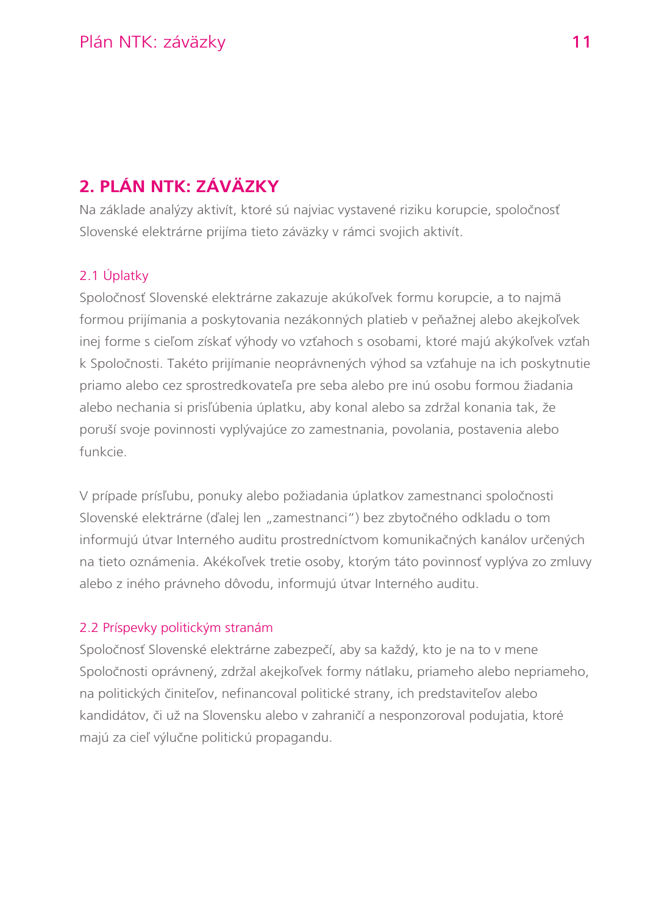## 2. PLÁN NTK: ZÁVÄZKY

Na základe analýzy aktivít, ktoré sú najviac vystavené riziku korupcie, spoločnosť Slovenské elektrárne prijíma tieto záväzky v rámci svojich aktivít.

### 2.1 Úplatky

Spoločnosť Slovenské elektrárne zakazuje akúkoľvek formu korupcie, a to najmä formou prijímania a poskytovania nezákonných platieb v peňažnej alebo akejkoľvek inej forme s cieľom získať výhody vo vzťahoch s osobami, ktoré majú akýkoľvek vzťah k Spoločnosti. Takéto prijímanie neoprávnených výhod sa vzťahuje na ich poskytnutie priamo alebo cez sprostredkovateľa pre seba alebo pre inú osobu formou žiadania alebo nechania si prisľúbenia úplatku, aby konal alebo sa zdržal konania tak, že poruší svoje povinnosti vyplývajúce zo zamestnania, povolania, postavenia alebo funkcie.

V prípade prísľubu, ponuky alebo požiadania úplatkov zamestnanci spoločnosti Slovenské elektrárne (ďalej len „zamestnanci“) bez zbytočného odkladu o tom informujú útvar Interného auditu prostredníctvom komunikačných kanálov určených na tieto oznámenia. Akékoľvek tretie osoby, ktorým táto povinnosť vyplýva zo zmluvy alebo z iného právneho dôvodu, informujú útvar Interného auditu.

### 2.2 Príspevky politickým stranám

Spoločnosť Slovenské elektrárne zabezpečí, aby sa každý, kto je na to v mene Spoločnosti oprávnený, zdržal akejkoľvek formy nátlaku, priameho alebo nepriameho, na politických činiteľov, nefinancoval politické strany, ich predstaviteľov alebo kandidátov, či už na Slovensku alebo v zahraničí a nesponzoroval podujatia, ktoré majú za cieľ výlučne politickú propagandu.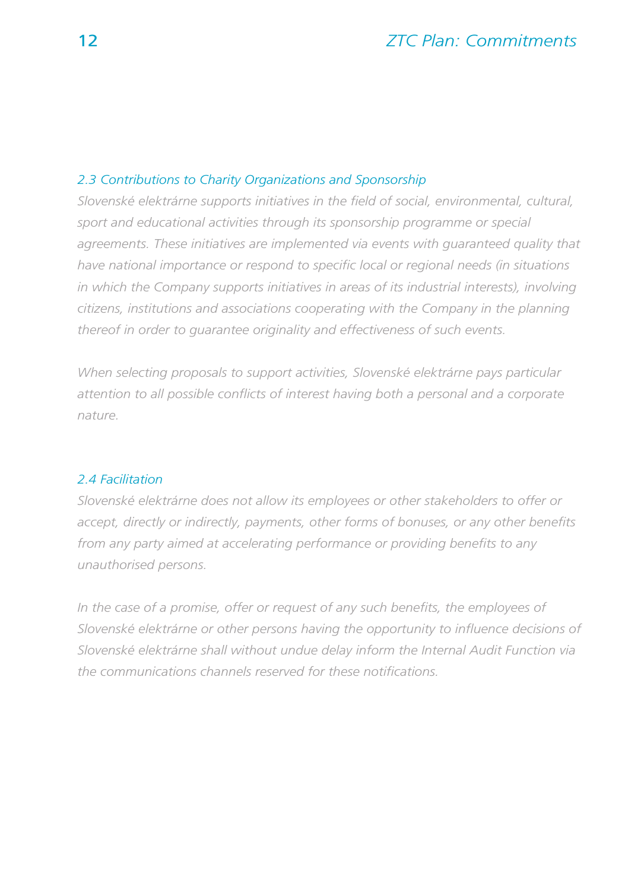### 2.3 Contributions to Charity Organizations and Sponsorship

*Slovenské elektrárne supports initiatives in the field of social, environmental, cultural, sport and educational activities through its sponsorship programme or special agreements. These initiatives are implemented via events with guaranteed quality that have national importance or respond to specific local or regional needs (in situations in which the Company supports initiatives in areas of its industrial interests), involving citizens, institutions and associations cooperating with the Company in the planning thereof in order to guarantee originality and effectiveness of such events.*

*When selecting proposals to support activities, Slovenské elektrárne pays particular attention to all possible conflicts of interest having both a personal and a corporate nature.*

### 2.4 Facilitation

*Slovenské elektrárne does not allow its employees or other stakeholders to offer or accept, directly or indirectly, payments, other forms of bonuses, or any other benefits from any party aimed at accelerating performance or providing benefits to any unauthorised persons.*

*In the case of a promise, offer or request of any such benefits, the employees of Slovenské elektrárne or other persons having the opportunity to influence decisions of Slovenské elektrárne shall without undue delay inform the Internal Audit Function via the communications channels reserved for these notifications.*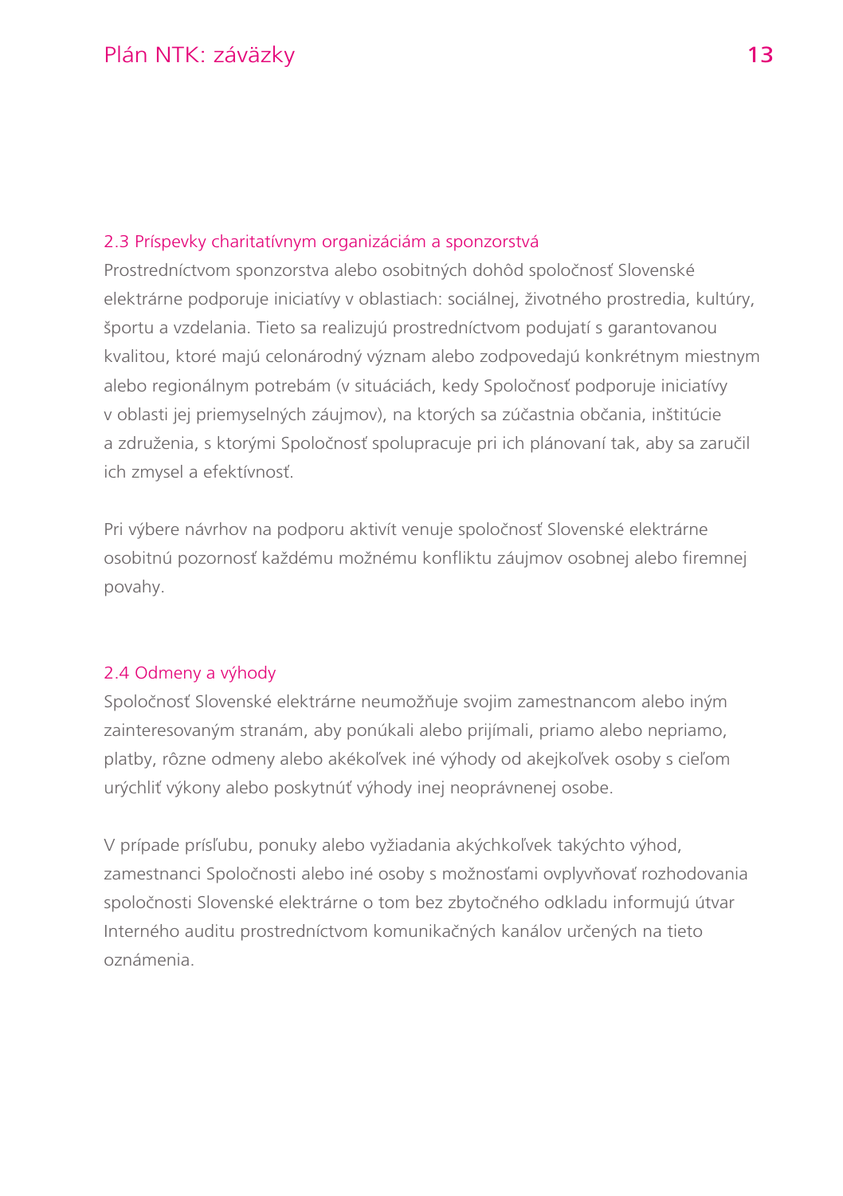### 2.3 Príspevky charitatívnym organizáciám a sponzorstvá

Prostredníctvom sponzorstva alebo osobitných dohôd spoločnosť Slovenské elektrárne podporuje iniciatívy v oblastiach: sociálnej, životného prostredia, kultúry, športu a vzdelania. Tieto sa realizujú prostredníctvom podujatí s garantovanou kvalitou, ktoré majú celonárodný význam alebo zodpovedajú konkrétnym miestnym alebo regionálnym potrebám (v situáciách, kedy Spoločnosť podporuje iniciatívy v oblasti jej priemyselných záujmov), na ktorých sa zúčastnia občania, inštitúcie a združenia, s ktorými Spoločnosť spolupracuje pri ich plánovaní tak, aby sa zaručil ich zmysel a efektívnosť.

Pri výbere návrhov na podporu aktivít venuje spoločnosť Slovenské elektrárne osobitnú pozornosť každému možnému konfliktu záujmov osobnej alebo firemnej povahy.

### 2.4 Odmeny a výhody

Spoločnosť Slovenské elektrárne neumožňuje svojim zamestnancom alebo iným zainteresovaným stranám, aby ponúkali alebo prijímali, priamo alebo nepriamo, platby, rôzne odmeny alebo akékoľvek iné výhody od akejkoľvek osoby s cieľom urýchliť výkony alebo poskytnúť výhody inej neoprávnenej osobe.

V prípade prísľubu, ponuky alebo vyžiadania akýchkoľvek takýchto výhod, zamestnanci Spoločnosti alebo iné osoby s možnosťami ovplyvňovať rozhodovania spoločnosti Slovenské elektrárne o tom bez zbytočného odkladu informujú útvar Interného auditu prostredníctvom komunikačných kanálov určených na tieto oznámenia.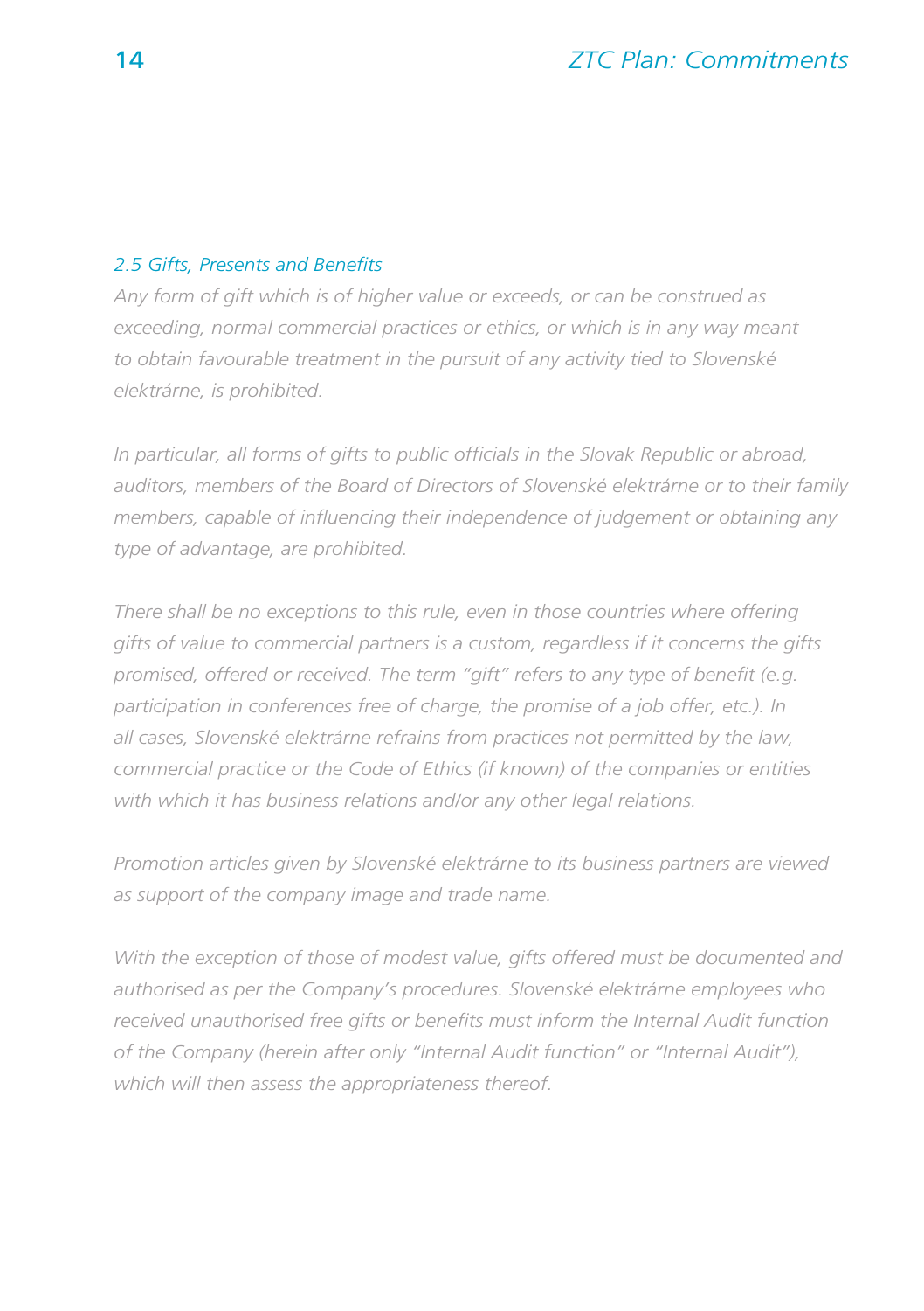### *2.5 Gifts, Presents and Benefits*

*Any form of gift which is of higher value or exceeds, or can be construed as exceeding, normal commercial practices or ethics, or which is in any way meant to obtain favourable treatment in the pursuit of any activity tied to Slovenské elektrárne, is prohibited.*

*In particular, all forms of gifts to public officials in the Slovak Republic or abroad, auditors, members of the Board of Directors of Slovenské elektrárne or to their family members, capable of influencing their independence of judgement or obtaining any type of advantage, are prohibited.*

*There shall be no exceptions to this rule, even in those countries where offering gifts of value to commercial partners is a custom, regardless if it concerns the gifts promised, offered or received. The term "gift" refers to any type of benefit (e.g. participation in conferences free of charge, the promise of a job offer, etc.). In all cases, Slovenské elektrárne refrains from practices not permitted by the law, commercial practice or the Code of Ethics (if known) of the companies or entities with which it has business relations and/or any other legal relations.*

*Promotion articles given by Slovenské elektrárne to its business partners are viewed as support of the company image and trade name.*

*With the exception of those of modest value, gifts offered must be documented and authorised as per the Company's procedures. Slovenské elektrárne employees who received unauthorised free gifts or benefits must inform the Internal Audit function of the Company (herein after only "Internal Audit function" or "Internal Audit"), which will then assess the appropriateness thereof.*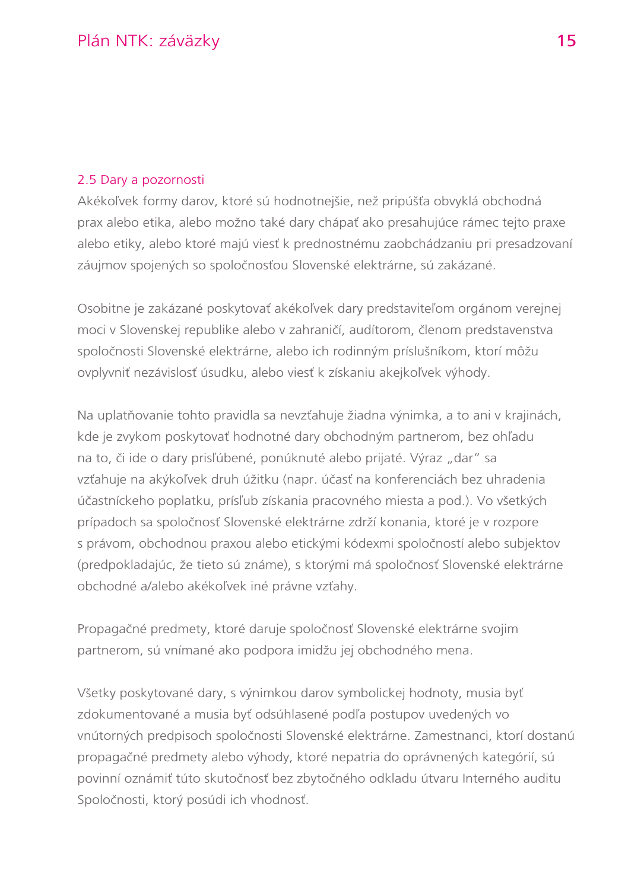### 2.5 Dary a pozornosti

Akékoľvek formy darov, ktoré sú hodnotnejšie, než pripúšťa obvyklá obchodná prax alebo etika, alebo možno také dary chápať ako presahujúce rámec tejto praxe alebo etiky, alebo ktoré majú viesť k prednostnému zaobchádzaniu pri presadzovaní záujmov spojených so spoločnosťou Slovenské elektrárne, sú zakázané.

Osobitne je zakázané poskytovať akékoľvek dary predstaviteľom orgánom verejnej moci v Slovenskej republike alebo v zahraničí, audítorom, členom predstavenstva spoločnosti Slovenské elektrárne, alebo ich rodinným príslušníkom, ktorí môžu ovplyvniť nezávislosť úsudku, alebo viesť k získaniu akejkoľvek výhody.

Na uplatňovanie tohto pravidla sa nevzťahuje žiadna výnimka, a to ani v krajinách, kde je zvykom poskytovať hodnotné dary obchodným partnerom, bez ohľadu na to, či ide o dary prisľúbené, ponúknuté alebo prijaté. Výraz „dar" sa vzťahuje na akýkoľvek druh úžitku (napr. účasť na konferenciách bez uhradenia účastníckeho poplatku, prísľub získania pracovného miesta a pod.). Vo všetkých prípadoch sa spoločnosť Slovenské elektrárne zdrží konania, ktoré je v rozpore s právom, obchodnou praxou alebo etickými kódexmi spoločností alebo subjektov (predpokladajúc, že tieto sú známe), s ktorými má spoločnosť Slovenské elektrárne obchodné a/alebo akékoľvek iné právne vzťahy.

Propagačné predmety, ktoré daruje spoločnosť Slovenské elektrárne svojim partnerom, sú vnímané ako podpora imidžu jej obchodného mena.

Všetky poskytované dary, s výnimkou darov symbolickej hodnoty, musia byť zdokumentované a musia byť odsúhlasené podľa postupov uvedených vo vnútorných predpisoch spoločnosti Slovenské elektrárne. Zamestnanci, ktorí dostanú propagačné predmety alebo výhody, ktoré nepatria do oprávnených kategórií, sú povinní oznámiť túto skutočnosť bez zbytočného odkladu útvaru Interného auditu Spoločnosti, ktorý posúdi ich vhodnosť.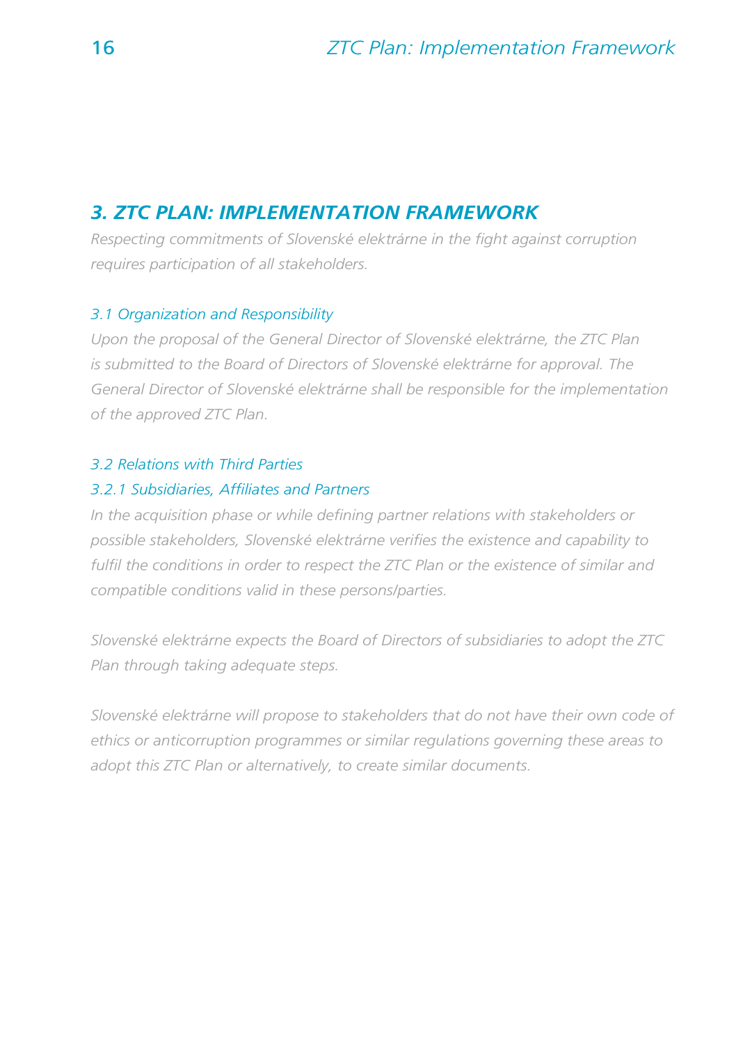# *3. ZTC PLAN: IMPLEMENTATION FRAMEWORK*

*Respecting commitments of Slovenské elektrárne in the fight against corruption requires participation of all stakeholders.*

## *3.1 Organization and Responsibility*

*Upon the proposal of the General Director of Slovenské elektrárne, the ZTC Plan is submitted to the Board of Directors of Slovenské elektrárne for approval. The General Director of Slovenské elektrárne shall be responsible for the implementation of the approved ZTC Plan.*

## *3.2 Relations with Third Parties*

### *3.2.1 Subsidiaries, Affiliates and Partners*

*In the acquisition phase or while defining partner relations with stakeholders or possible stakeholders, Slovenské elektrárne verifies the existence and capability to fulfil the conditions in order to respect the ZTC Plan or the existence of similar and compatible conditions valid in these persons/parties.*

*Slovenské elektrárne expects the Board of Directors of subsidiaries to adopt the ZTC Plan through taking adequate steps.*

*Slovenské elektrárne will propose to stakeholders that do not have their own code of ethics or anticorruption programmes or similar regulations governing these areas to adopt this ZTC Plan or alternatively, to create similar documents.*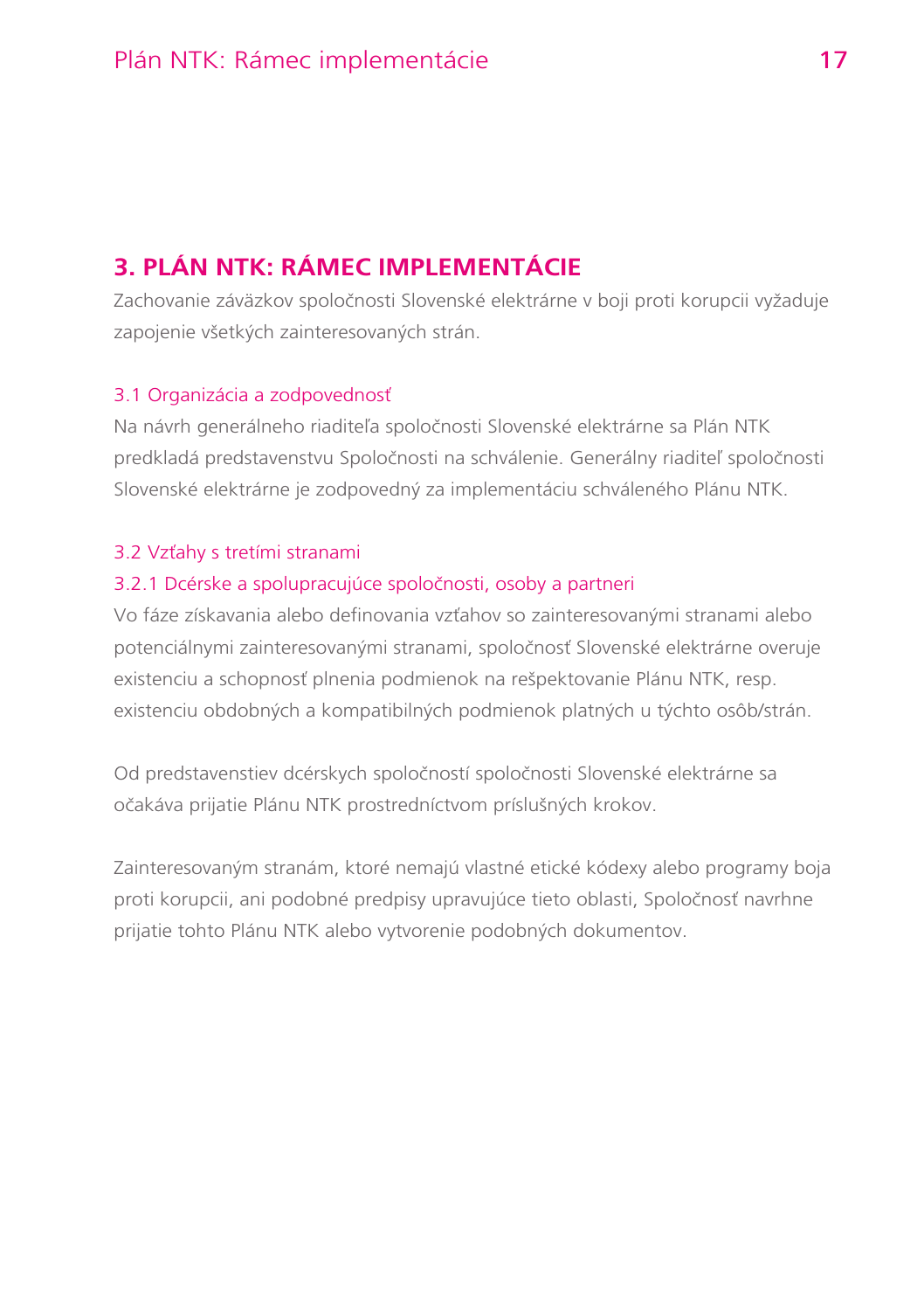## 3. PLÁN NTK: RÁMEC IMPLEMENTÁCIE

Zachovanie záväzkov spoločnosti Slovenské elektrárne v boji proti korupcii vyžaduje zapojenie všetkých zainteresovaných strán.

### 3.1 Organizácia a zodpovednosť

Na návrh generálneho riaditeľa spoločnosti Slovenské elektrárne sa Plán NTK predkladá predstavenstvu Spoločnosti na schválenie. Generálny riaditeľ spoločnosti Slovenské elektrárne je zodpovedný za implementáciu schváleného Plánu NTK.

### 3.2 Vzťahy s tretími stranami

#### 3.2.1 Dcérske a spolupracujúce spoločnosti, osoby a partneri

Vo fáze získavania alebo definovania vzťahov so zainteresovanými stranami alebo potenciálnymi zainteresovanými stranami, spoločnosť Slovenské elektrárne overuje existenciu a schopnosť plnenia podmienok na rešpektovanie Plánu NTK, resp. existenciu obdobných a kompatibilných podmienok platných u týchto osôb/strán.

Od predstavenstiev dcérskych spoločností spoločnosti Slovenské elektrárne sa očakáva prijatie Plánu NTK prostredníctvom príslušných krokov.

Zainteresovaným stranám, ktoré nemajú vlastné etické kódexy alebo programy boja proti korupcii, ani podobné predpisy upravujúce tieto oblasti, Spoločnosť navrhne prijatie tohto Plánu NTK alebo vytvorenie podobných dokumentov.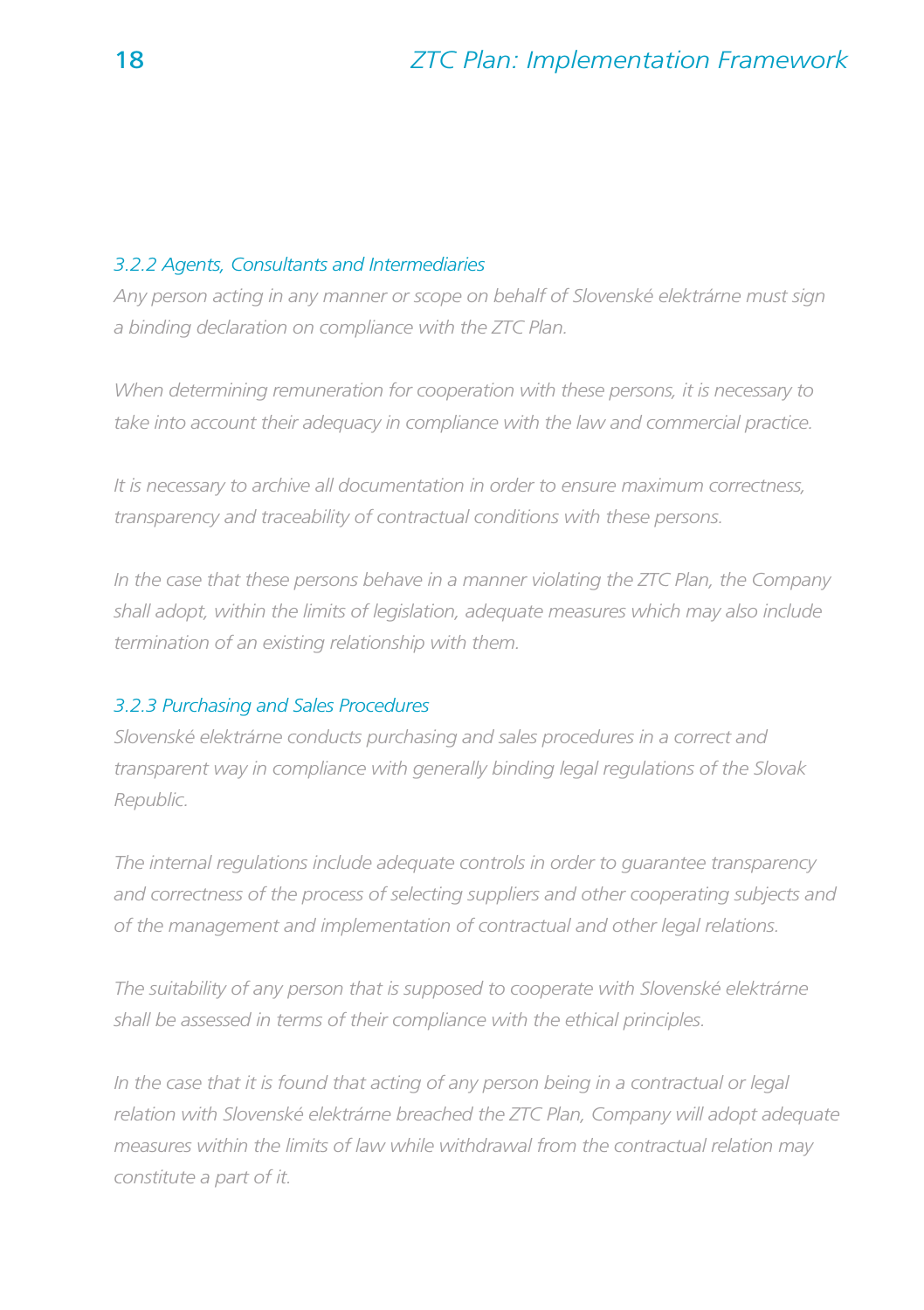### 3.2.2 Agents, Consultants and Intermediaries

*Any person acting in any manner or scope on behalf of Slovenské elektrárne must sign a binding declaration on compliance with the ZTC Plan.*

*When determining remuneration for cooperation with these persons, it is necessary to take into account their adequacy in compliance with the law and commercial practice.*

*It is necessary to archive all documentation in order to ensure maximum correctness, transparency and traceability of contractual conditions with these persons.*

*In the case that these persons behave in a manner violating the ZTC Plan, the Company shall adopt, within the limits of legislation, adequate measures which may also include termination of an existing relationship with them.*

### 3.2.3 Purchasing and Sales Procedures

*Slovenské elektrárne conducts purchasing and sales procedures in a correct and transparent way in compliance with generally binding legal regulations of the Slovak Republic.*

*The internal regulations include adequate controls in order to guarantee transparency and correctness of the process of selecting suppliers and other cooperating subjects and of the management and implementation of contractual and other legal relations.*

*The suitability of any person that is supposed to cooperate with Slovenské elektrárne shall be assessed in terms of their compliance with the ethical principles.*

*In the case that it is found that acting of any person being in a contractual or legal relation with Slovenské elektrárne breached the ZTC Plan, Company will adopt adequate measures within the limits of law while withdrawal from the contractual relation may constitute a part of it.*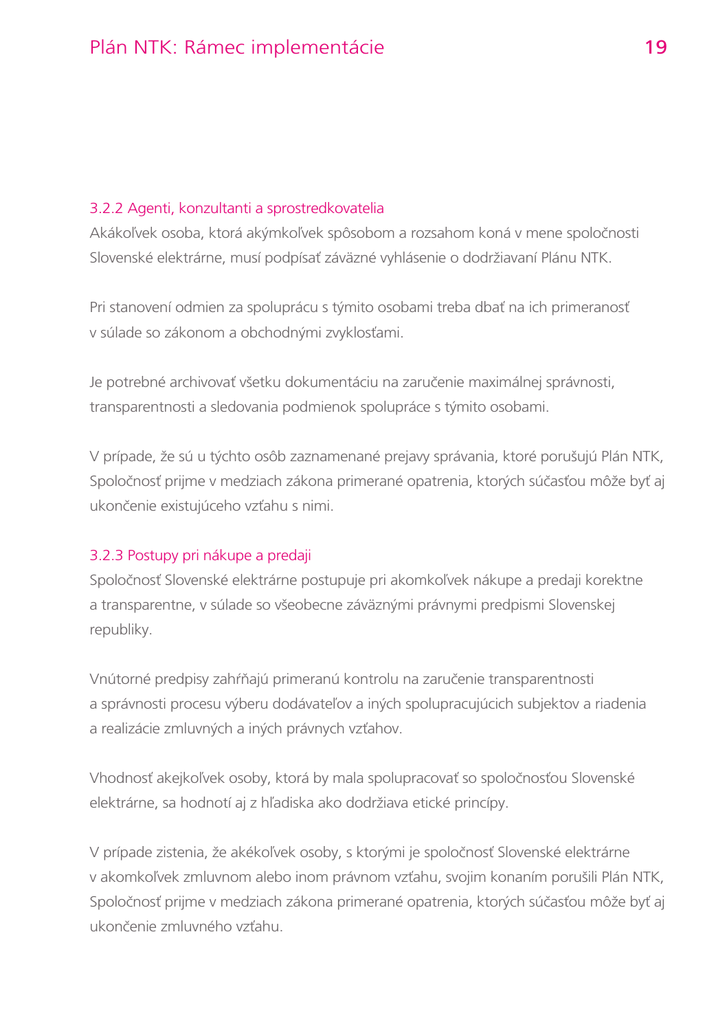### 3.2.2 Agenti, konzultanti a sprostredkovatelia

Akákoľvek osoba, ktorá akýmkoľvek spôsobom a rozsahom koná v mene spoločnosti Slovenské elektrárne, musí podpísať záväzné vyhlásenie o dodržiavaní Plánu NTK.

Pri stanovení odmien za spoluprácu s týmito osobami treba dbať na ich primeranosť v súlade so zákonom a obchodnými zvyklosťami.

Je potrebné archivovať všetku dokumentáciu na zaručenie maximálnej správnosti, transparentnosti a sledovania podmienok spolupráce s týmito osobami.

V prípade, že sú u týchto osôb zaznamenané prejavy správania, ktoré porušujú Plán NTK, Spoločnosť prijme v medziach zákona primerané opatrenia, ktorých súčasťou môže byť aj ukončenie existujúceho vzťahu s nimi.

### 3.2.3 Postupy pri nákupe a predaji

Spoločnosť Slovenské elektrárne postupuje pri akomkoľvek nákupe a predaji korektne a transparentne, v súlade so všeobecne záväznými právnymi predpismi Slovenskej republiky.

Vnútorné predpisy zahŕňajú primeranú kontrolu na zaručenie transparentnosti a správnosti procesu výberu dodávateľov a iných spolupracujúcich subjektov a riadenia a realizácie zmluvných a iných právnych vzťahov.

Vhodnosť akejkoľvek osoby, ktorá by mala spolupracovať so spoločnosťou Slovenské elektrárne, sa hodnotí aj z hľadiska ako dodržiava etické princípy.

V prípade zistenia, že akékoľvek osoby, s ktorými je spoločnosť Slovenské elektrárne v akomkoľvek zmluvnom alebo inom právnom vzťahu, svojim konaním porušili Plán NTK, Spoločnosť prijme v medziach zákona primerané opatrenia, ktorých súčasťou môže byť aj ukončenie zmluvného vzťahu.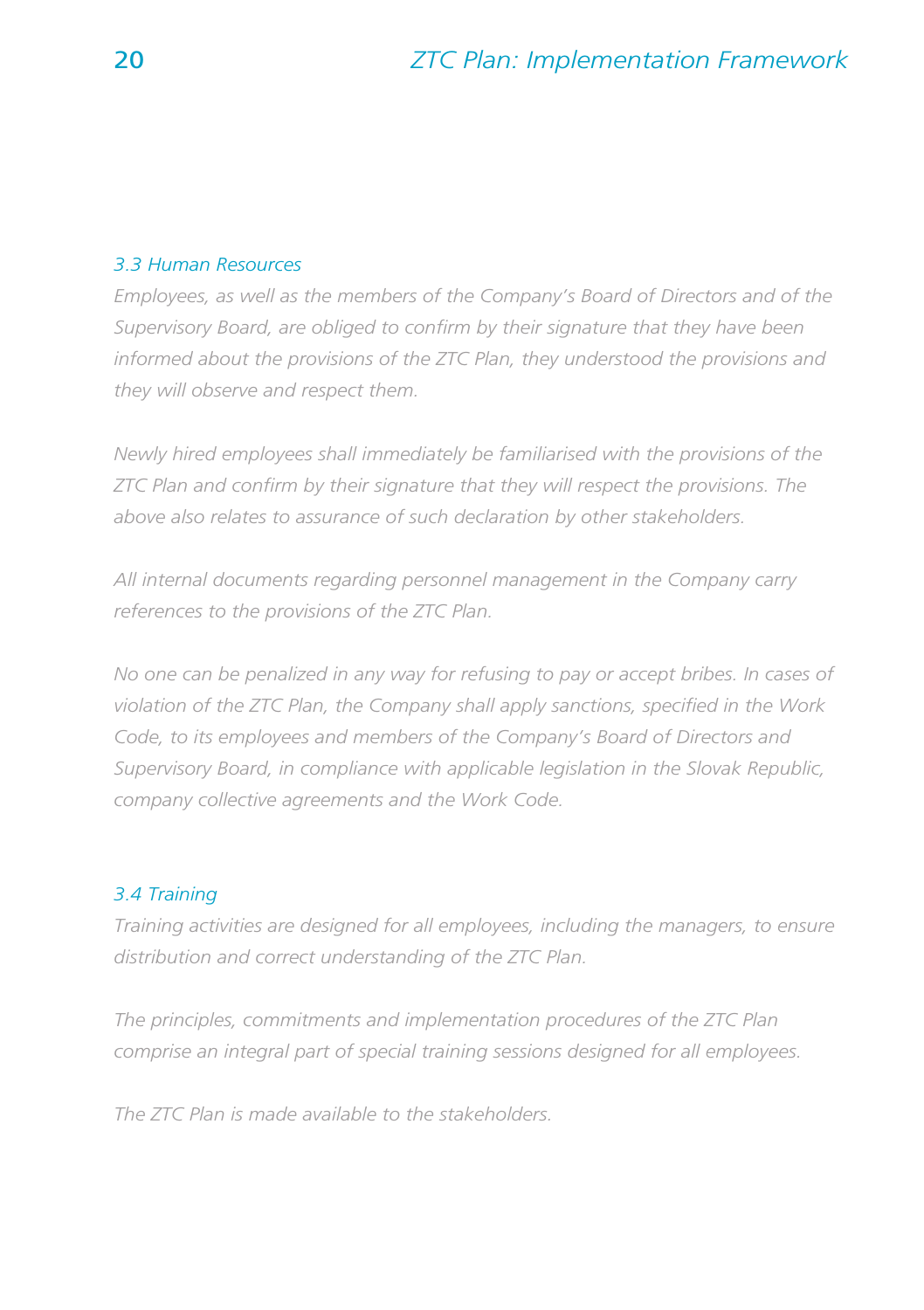### *3.3 Human Resources*

*Employees, as well as the members of the Company's Board of Directors and of the Supervisory Board, are obliged to confirm by their signature that they have been informed about the provisions of the ZTC Plan, they understood the provisions and they will observe and respect them.*

*Newly hired employees shall immediately be familiarised with the provisions of the ZTC Plan and confirm by their signature that they will respect the provisions. The above also relates to assurance of such declaration by other stakeholders.*

*All internal documents regarding personnel management in the Company carry references to the provisions of the ZTC Plan.*

*No one can be penalized in any way for refusing to pay or accept bribes. In cases of violation of the ZTC Plan, the Company shall apply sanctions, specified in the Work Code, to its employees and members of the Company's Board of Directors and Supervisory Board, in compliance with applicable legislation in the Slovak Republic, company collective agreements and the Work Code.*

### *3.4 Training*

*Training activities are designed for all employees, including the managers, to ensure distribution and correct understanding of the ZTC Plan.*

*The principles, commitments and implementation procedures of the ZTC Plan comprise an integral part of special training sessions designed for all employees.*

*The ZTC Plan is made available to the stakeholders.*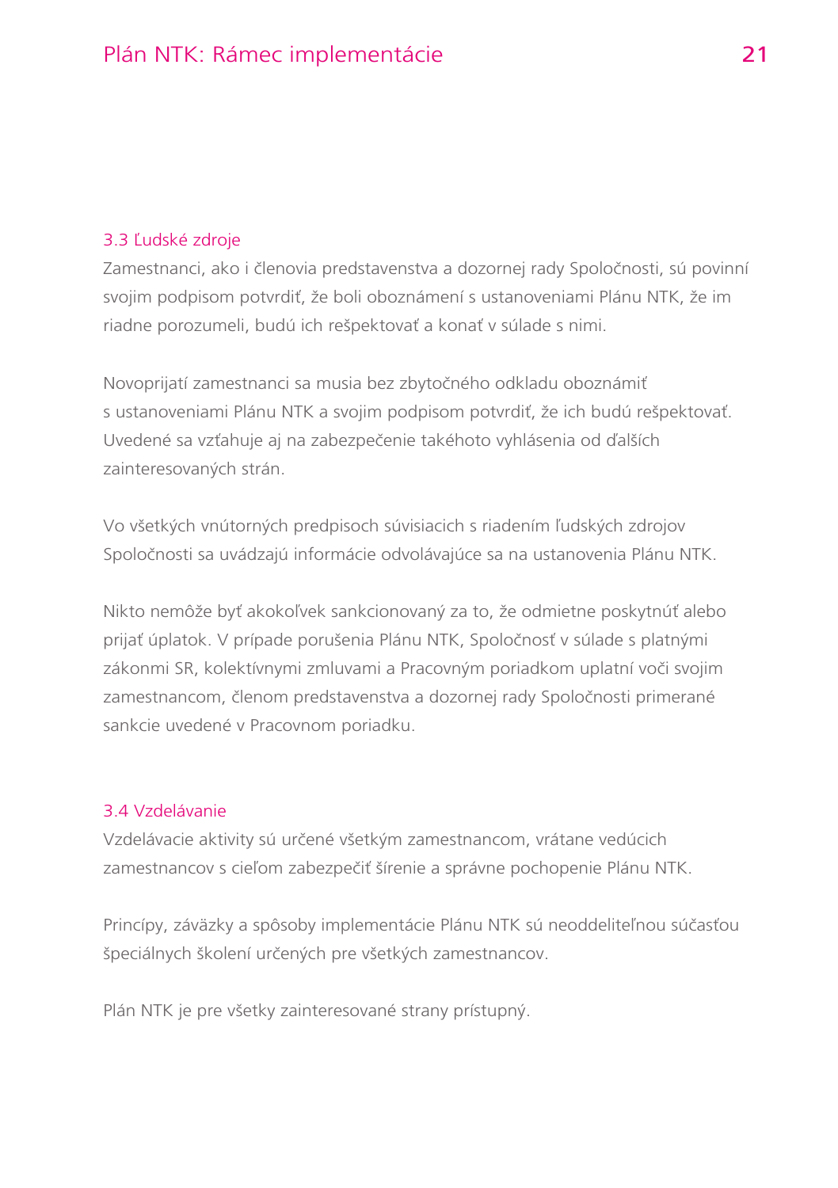### 3.3 Ľudské zdroje

Zamestnanci, ako i členovia predstavenstva a dozornej rady Spoločnosti, sú povinní svojim podpisom potvrdiť, že boli oboznámení s ustanoveniami Plánu NTK, že im riadne porozumeli, budú ich rešpektovať a konať v súlade s nimi.

Novoprijatí zamestnanci sa musia bez zbytočného odkladu oboznámiť s ustanoveniami Plánu NTK a svojim podpisom potvrdiť, že ich budú rešpektovať. Uvedené sa vzťahuje aj na zabezpečenie takéhoto vyhlásenia od ďalších zainteresovaných strán.

Vo všetkých vnútorných predpisoch súvisiacich s riadením ľudských zdrojov Spoločnosti sa uvádzajú informácie odvolávajúce sa na ustanovenia Plánu NTK.

Nikto nemôže byť akokoľvek sankcionovaný za to, že odmietne poskytnúť alebo prijať úplatok. V prípade porušenia Plánu NTK, Spoločnosť v súlade s platnými zákonmi SR, kolektívnymi zmluvami a Pracovným poriadkom uplatní voči svojim zamestnancom, členom predstavenstva a dozornej rady Spoločnosti primerané sankcie uvedené v Pracovnom poriadku.

### 3.4 Vzdelávanie

Vzdelávacie aktivity sú určené všetkým zamestnancom, vrátane vedúcich zamestnancov s cieľom zabezpečiť šírenie a správne pochopenie Plánu NTK.

Princípy, záväzky a spôsoby implementácie Plánu NTK sú neoddeliteľnou súčasťou špeciálnych školení určených pre všetkých zamestnancov.

Plán NTK je pre všetky zainteresované strany prístupný.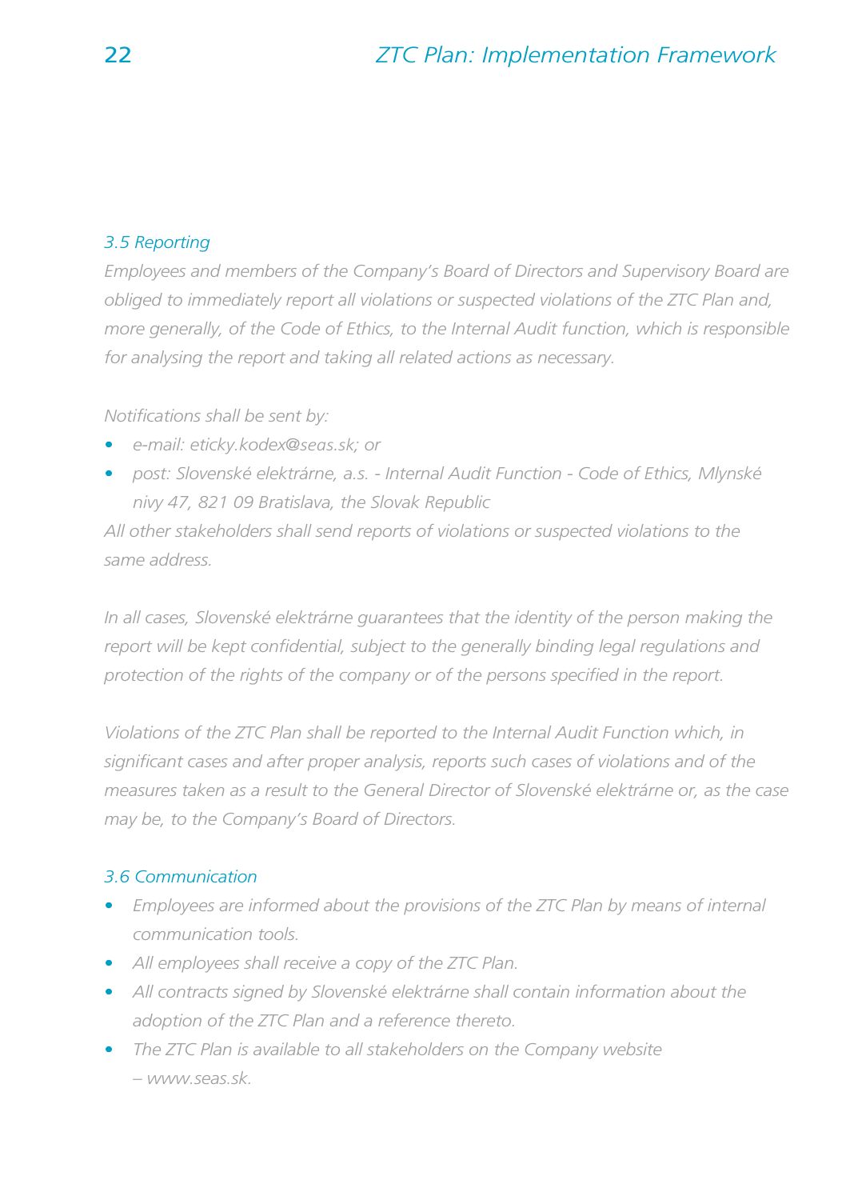### 3.5 Reporting

*Employees and members of the Company's Board of Directors and Supervisory Board are obliged to immediately report all violations or suspected violations of the ZTC Plan and, more generally, of the Code of Ethics, to the Internal Audit function, which is responsible for analysing the report and taking all related actions as necessary.*

*Notifications shall be sent by:*

- *e-mail: eticky.kodex@seas.sk; or*
- *post: Slovenské elektrárne, a.s. - Internal Audit Function - Code of Ethics, Mlynské nivy 47, 821 09 Bratislava, the Slovak Republic*

*All other stakeholders shall send reports of violations or suspected violations to the same address.*

*In all cases, Slovenské elektrárne guarantees that the identity of the person making the report will be kept confidential, subject to the generally binding legal regulations and protection of the rights of the company or of the persons specified in the report.*

*Violations of the ZTC Plan shall be reported to the Internal Audit Function which, in significant cases and after proper analysis, reports such cases of violations and of the measures taken as a result to the General Director of Slovenské elektrárne or, as the case may be, to the Company's Board of Directors.*

### 3.6 Communication

- *Employees are informed about the provisions of the ZTC Plan by means of internal communication tools.*
- *All employees shall receive a copy of the ZTC Plan.*
- *All contracts signed by Slovenské elektrárne shall contain information about the adoption of the ZTC Plan and a reference thereto.*
- *The ZTC Plan is available to all stakeholders on the Company website – www.seas.sk.*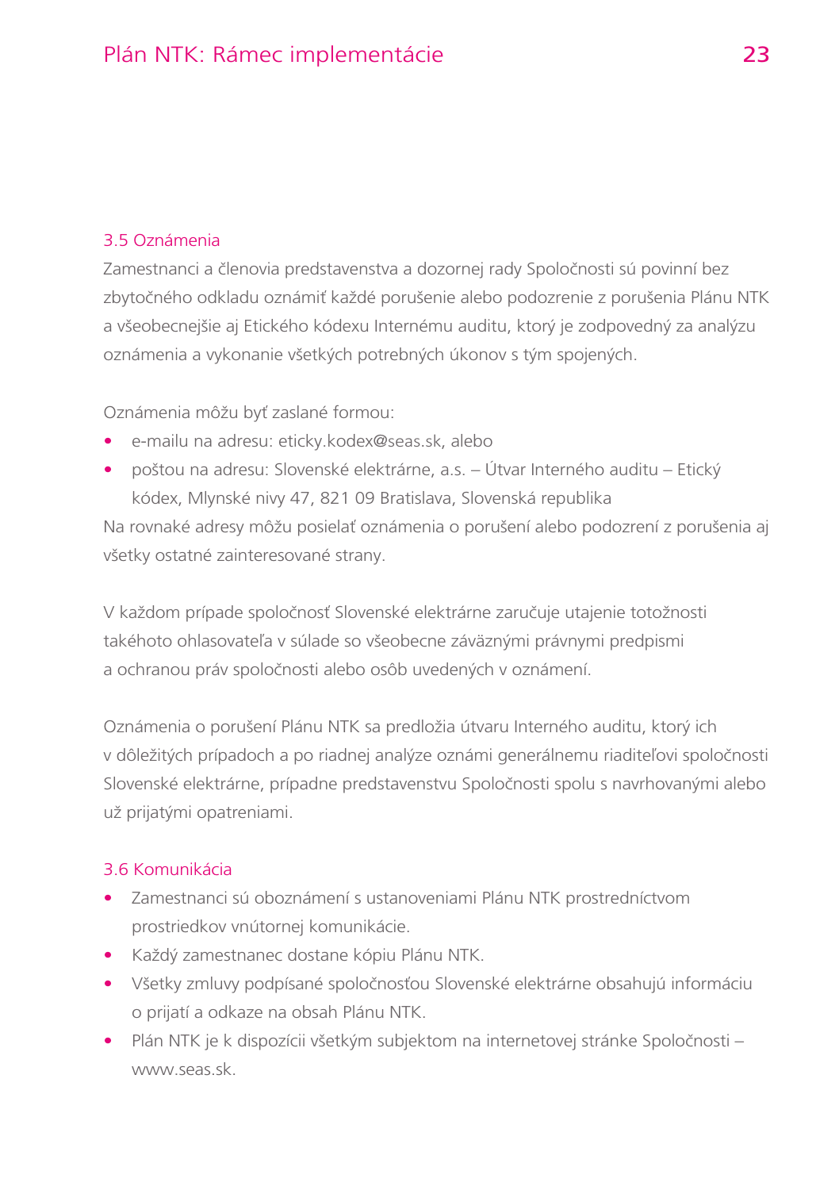### 3.5 Oznámenia

Zamestnanci a členovia predstavenstva a dozornej rady Spoločnosti sú povinní bez zbytočného odkladu oznámiť každé porušenie alebo podozrenie z porušenia Plánu NTK a všeobecnejšie aj Etického kódexu Internému auditu, ktorý je zodpovedný za analýzu oznámenia a vykonanie všetkých potrebných úkonov s tým spojených.

Oznámenia môžu byť zaslané formou:

- e-mailu na adresu: eticky.kodex@seas.sk, alebo
- poštou na adresu: Slovenské elektrárne, a.s. – Útvar Interného auditu – Etický kódex, Mlynské nivy 47, 821 09 Bratislava, Slovenská republika

Na rovnaké adresy môžu posielať oznámenia o porušení alebo podozrení z porušenia aj všetky ostatné zainteresované strany.

V každom prípade spoločnosť Slovenské elektrárne zaručuje utajenie totožnosti takéhoto ohlasovateľa v súlade so všeobecne záväznými právnymi predpismi a ochranou práv spoločnosti alebo osôb uvedených v oznámení.

Oznámenia o porušení Plánu NTK sa predložia útvaru Interného auditu, ktorý ich v dôležitých prípadoch a po riadnej analýze oznámi generálnemu riaditeľovi spoločnosti Slovenské elektrárne, prípadne predstavenstvu Spoločnosti spolu s navrhovanými alebo už prijatými opatreniami.

### 3.6 Komunikácia

- Zamestnanci sú oboznámení s ustanoveniami Plánu NTK prostredníctvom prostriedkov vnútornej komunikácie.
- Každý zamestnanec dostane kópiu Plánu NTK.
- Všetky zmluvy podpísané spoločnosťou Slovenské elektrárne obsahujú informáciu o prijatí a odkaze na obsah Plánu NTK.
- Plán NTK je k dispozícii všetkým subjektom na internetovej stránke Spoločnosti – www.seas.sk.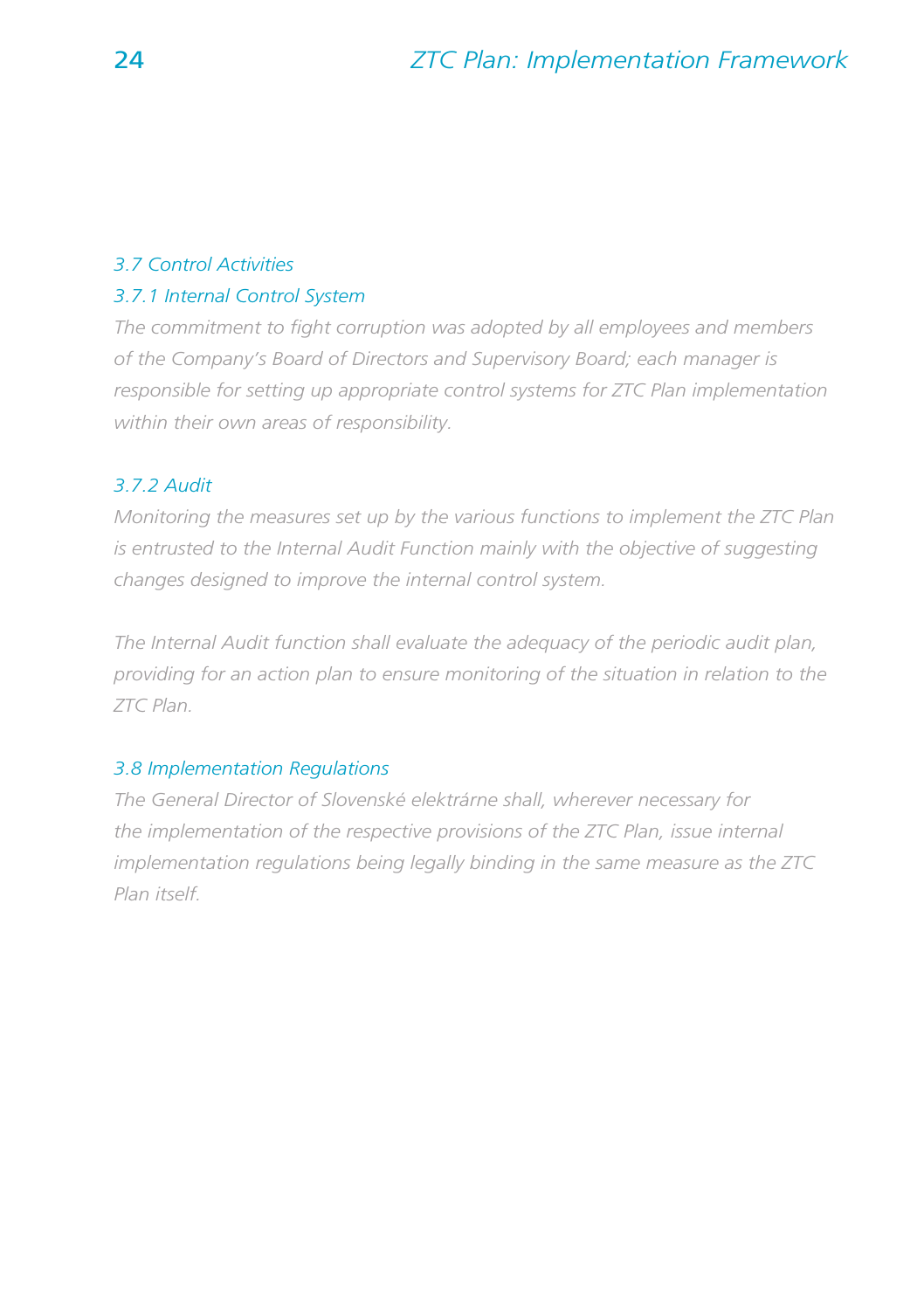## 3.7 Control Activities

### 3.7.1 Internal Control System

*The commitment to fight corruption was adopted by all employees and members of the Company's Board of Directors and Supervisory Board; each manager is responsible for setting up appropriate control systems for ZTC Plan implementation within their own areas of responsibility.*

### 3.7.2 Audit

*Monitoring the measures set up by the various functions to implement the ZTC Plan is entrusted to the Internal Audit Function mainly with the objective of suggesting changes designed to improve the internal control system.*

*The Internal Audit function shall evaluate the adequacy of the periodic audit plan, providing for an action plan to ensure monitoring of the situation in relation to the ZTC Plan.*

## 3.8 Implementation Regulations

*The General Director of Slovenské elektrárne shall, wherever necessary for the implementation of the respective provisions of the ZTC Plan, issue internal implementation regulations being legally binding in the same measure as the ZTC Plan itself.*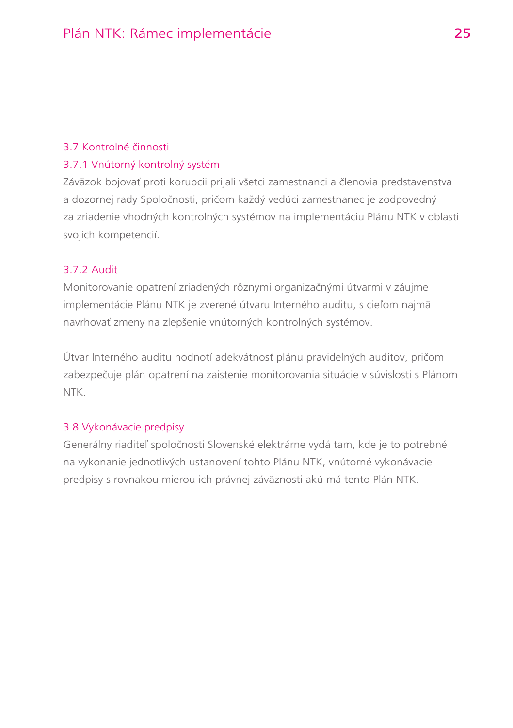## 3.7 Kontrolné činnosti

### 3.7.1 Vnútorný kontrolný systém

Záväzok bojovať proti korupcii prijali všetci zamestnanci a členovia predstavenstva a dozornej rady Spoločnosti, pričom každý vedúci zamestnanec je zodpovedný za zriadenie vhodných kontrolných systémov na implementáciu Plánu NTK v oblasti svojich kompetencií.

### 3.7.2 Audit

Monitorovanie opatrení zriadených rôznymi organizačnými útvarmi v záujme implementácie Plánu NTK je zverené útvaru Interného auditu, s cieľom najmä navrhovať zmeny na zlepšenie vnútorných kontrolných systémov.

Útvar Interného auditu hodnotí adekvátnosť plánu pravidelných auditov, pričom zabezpečuje plán opatrení na zaistenie monitorovania situácie v súvislosti s Plánom NTK.

## 3.8 Vykonávacie predpisy

Generálny riaditeľ spoločnosti Slovenské elektrárne vydá tam, kde je to potrebné na vykonanie jednotlivých ustanovení tohto Plánu NTK, vnútorné vykonávacie predpisy s rovnakou mierou ich právnej záväznosti akú má tento Plán NTK.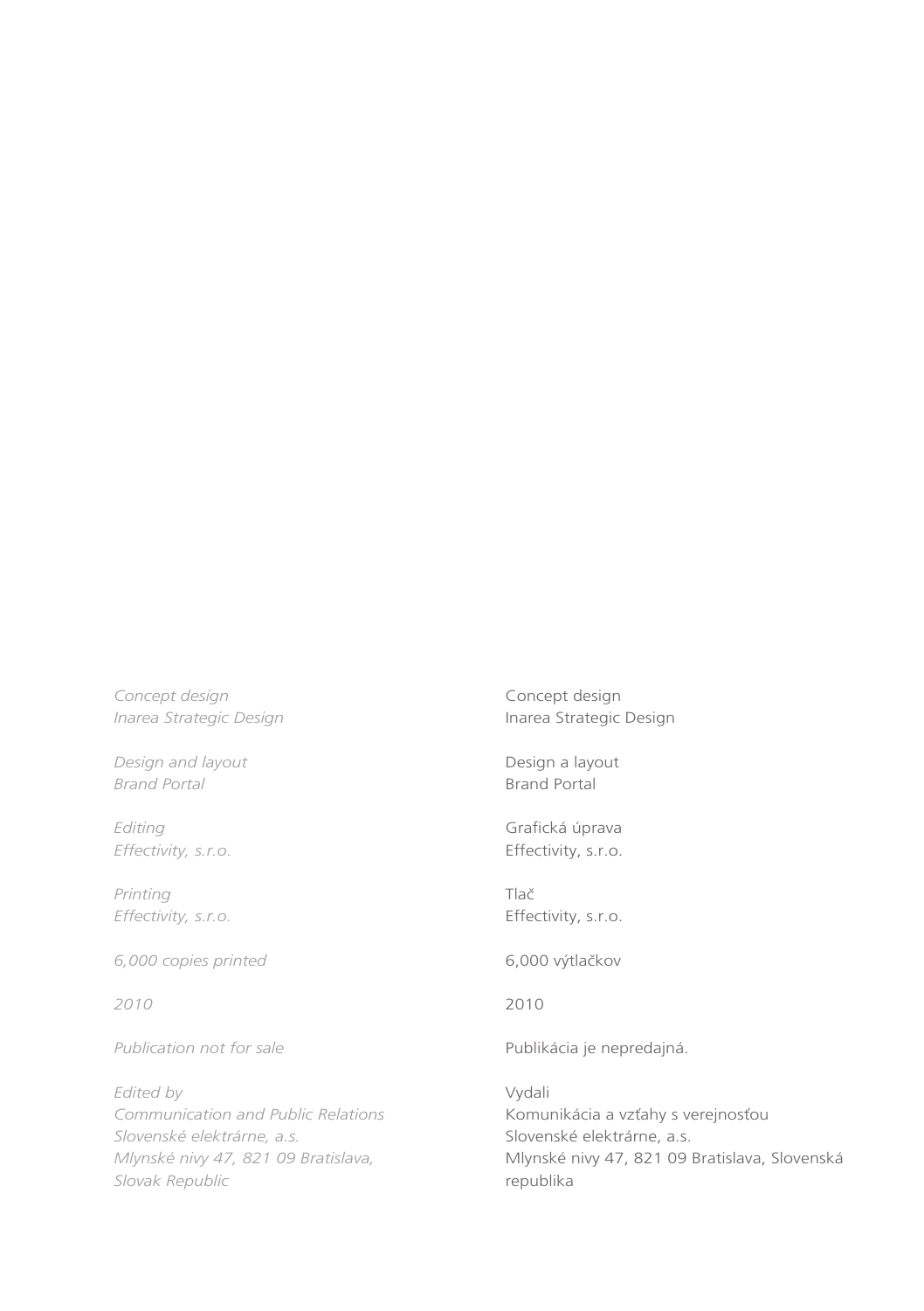*Concept design*
*Inarea Strategic Design*

*Design and layout*
*Brand Portal*

*Editing*
*Effectivity, s.r.o.*

*Printing*
*Effectivity, s.r.o.*

*6,000 copies printed*

*2010*

*Publication not for sale*

*Edited by*
*Communication and Public Relations*
*Slovenské elektrárne, a.s.*
*Mlynské nivy 47, 821 09 Bratislava,*
*Slovak Republic*

Concept design
Inarea Strategic Design

Design a layout
Brand Portal

Grafická úprava
Effectivity, s.r.o.

Tlač
Effectivity, s.r.o.

6,000 výtlačkov

2010

Publikácia je nepredajná.

Vydali
Komunikácia a vzťahy s verejnosťou
Slovenské elektrárne, a.s.
Mlynské nivy 47, 821 09 Bratislava, Slovenská republika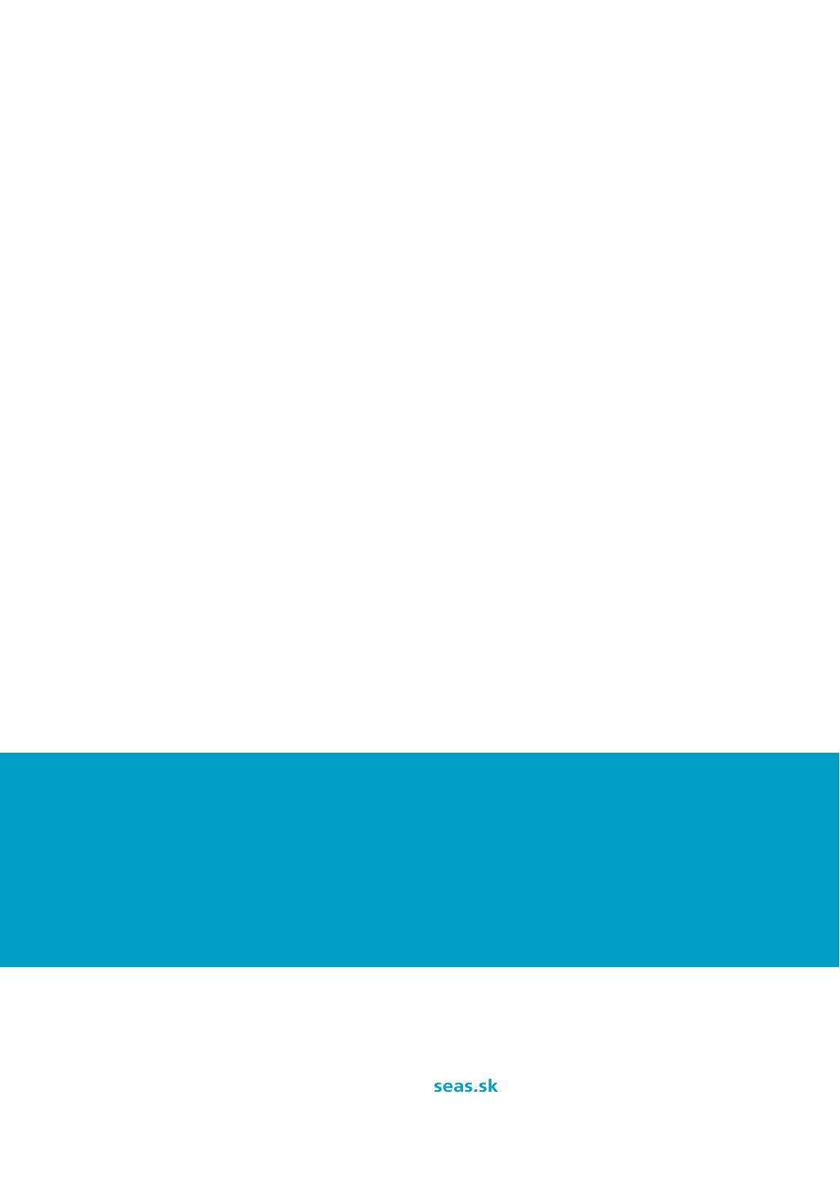seas.sk